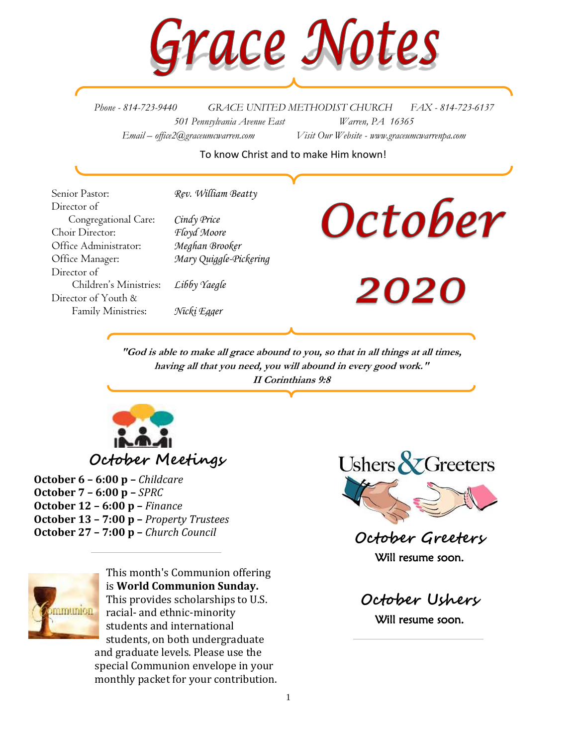# Grace Notes

*Phone - 814-723-9440* *GRACE UNITED METHODIST CHURCH* *FAX - 814-723-6137*
*501 Pennsylvania Avenue East* *Warren, PA 16365*
*Email – office2@graceumcwarren.com* *Visit Our Website - www.graceumcwarrenpa.com*

To know Christ and to make Him known!

| | |
|---|---|
| Senior Pastor: | *Rev. William Beatty* |
| Director of Congregational Care: | *Cindy Price* |
| Choir Director: | *Floyd Moore* |
| Office Administrator: | *Meghan Brooker* |
| Office Manager: | *Mary Quiggle-Pickering* |
| Director of Children's Ministries: | *Libby Yaegle* |
| Director of Youth & Family Ministries: | *Nicki Egger* |

# October 2020

***"God is able to make all grace abound to you, so that in all things at all times, having all that you need, you will abound in every good work." II Corinthians 9:8***

## October Meetings

**October 6 – 6:00 p –** *Childcare*
**October 7 – 6:00 p –** *SPRC*
**October 12 – 6:00 p –** *Finance*
**October 13 – 7:00 p –** *Property Trustees*
**October 27 – 7:00 p –** *Church Council*

---

This month's Communion offering is **World Communion Sunday.** This provides scholarships to U.S. racial- and ethnic-minority students and international students, on both undergraduate and graduate levels. Please use the special Communion envelope in your monthly packet for your contribution.

## Ushers & Greeters

### October Greeters

Will resume soon.

### October Ushers

Will resume soon.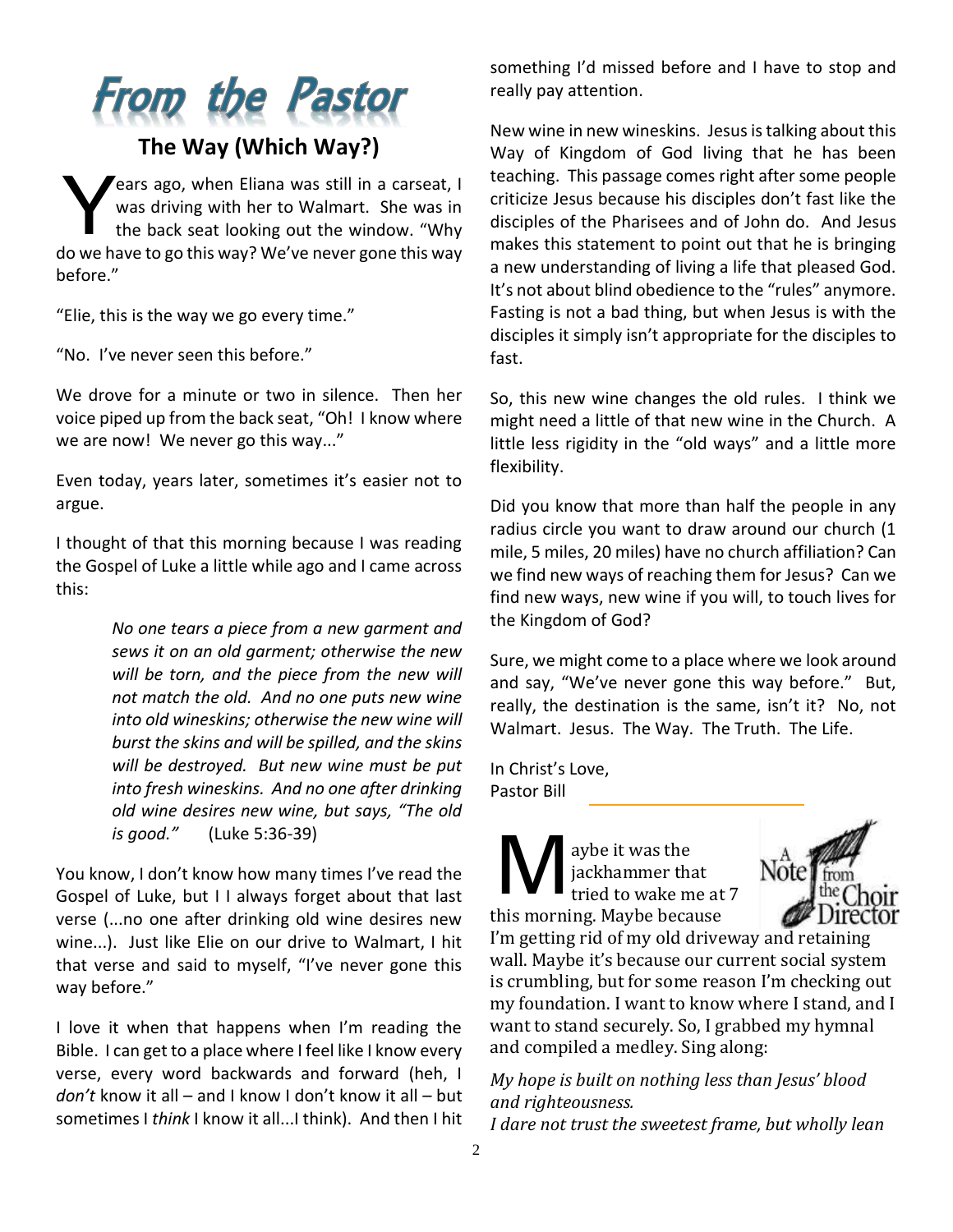# From the Pastor

## The Way (Which Way?)

Years ago, when Eliana was still in a carseat, I was driving with her to Walmart. She was in the back seat looking out the window. "Why do we have to go this way? We've never gone this way before."

"Elie, this is the way we go every time."

"No. I've never seen this before."

We drove for a minute or two in silence. Then her voice piped up from the back seat, "Oh! I know where we are now! We never go this way..."

Even today, years later, sometimes it's easier not to argue.

I thought of that this morning because I was reading the Gospel of Luke a little while ago and I came across this:

> *No one tears a piece from a new garment and sews it on an old garment; otherwise the new will be torn, and the piece from the new will not match the old. And no one puts new wine into old wineskins; otherwise the new wine will burst the skins and will be spilled, and the skins will be destroyed. But new wine must be put into fresh wineskins. And no one after drinking old wine desires new wine, but says, "The old is good."* (Luke 5:36-39)

You know, I don't know how many times I've read the Gospel of Luke, but I I always forget about that last verse (...no one after drinking old wine desires new wine...). Just like Elie on our drive to Walmart, I hit that verse and said to myself, "I've never gone this way before."

I love it when that happens when I'm reading the Bible. I can get to a place where I feel like I know every verse, every word backwards and forward (heh, I *don't* know it all – and I know I don't know it all – but sometimes I *think* I know it all...I think). And then I hit something I'd missed before and I have to stop and really pay attention.

New wine in new wineskins. Jesus is talking about this Way of Kingdom of God living that he has been teaching. This passage comes right after some people criticize Jesus because his disciples don't fast like the disciples of the Pharisees and of John do. And Jesus makes this statement to point out that he is bringing a new understanding of living a life that pleased God. It's not about blind obedience to the "rules" anymore. Fasting is not a bad thing, but when Jesus is with the disciples it simply isn't appropriate for the disciples to fast.

So, this new wine changes the old rules. I think we might need a little of that new wine in the Church. A little less rigidity in the "old ways" and a little more flexibility.

Did you know that more than half the people in any radius circle you want to draw around our church (1 mile, 5 miles, 20 miles) have no church affiliation? Can we find new ways of reaching them for Jesus? Can we find new ways, new wine if you will, to touch lives for the Kingdom of God?

Sure, we might come to a place where we look around and say, "We've never gone this way before." But, really, the destination is the same, isn't it? No, not Walmart. Jesus. The Way. The Truth. The Life.

In Christ's Love,
Pastor Bill

---

## A Note from the Choir Director

Maybe it was the jackhammer that tried to wake me at 7 this morning. Maybe because I'm getting rid of my old driveway and retaining wall. Maybe it's because our current social system is crumbling, but for some reason I'm checking out my foundation. I want to know where I stand, and I want to stand securely. So, I grabbed my hymnal and compiled a medley. Sing along:

*My hope is built on nothing less than Jesus' blood and righteousness.*
*I dare not trust the sweetest frame, but wholly lean*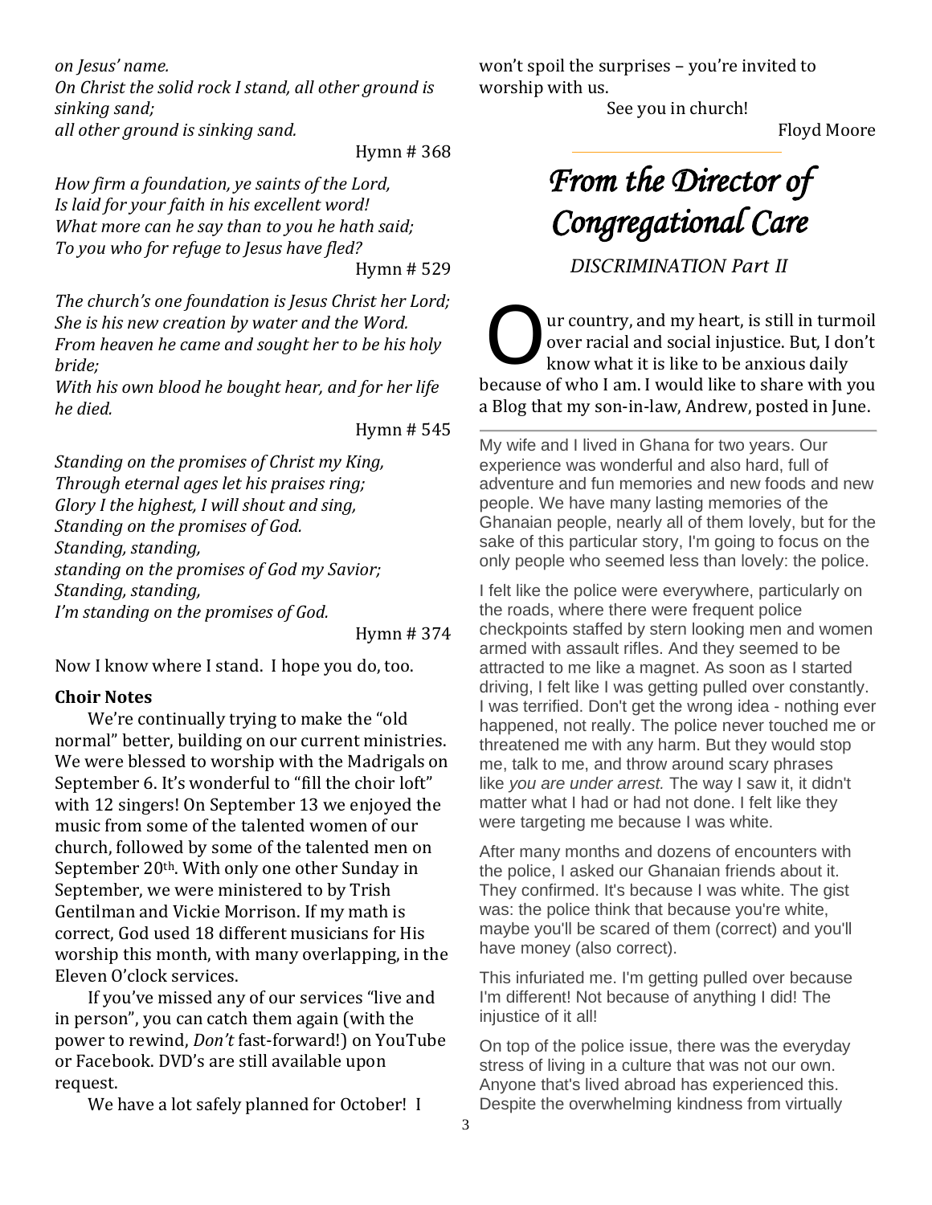*on Jesus' name.*
*On Christ the solid rock I stand, all other ground is sinking sand;*
*all other ground is sinking sand.*

Hymn # 368

*How firm a foundation, ye saints of the Lord,*
*Is laid for your faith in his excellent word!*
*What more can he say than to you he hath said;*
*To you who for refuge to Jesus have fled?*

Hymn # 529

*The church's one foundation is Jesus Christ her Lord;*
*She is his new creation by water and the Word.*
*From heaven he came and sought her to be his holy bride;*
*With his own blood he bought hear, and for her life he died.*

Hymn # 545

*Standing on the promises of Christ my King,*
*Through eternal ages let his praises ring;*
*Glory I the highest, I will shout and sing,*
*Standing on the promises of God.*
*Standing, standing,*
*standing on the promises of God my Savior;*
*Standing, standing,*
*I'm standing on the promises of God.*

Hymn # 374

Now I know where I stand. I hope you do, too.

**Choir Notes**

We're continually trying to make the "old normal" better, building on our current ministries. We were blessed to worship with the Madrigals on September 6. It's wonderful to "fill the choir loft" with 12 singers! On September 13 we enjoyed the music from some of the talented women of our church, followed by some of the talented men on September 20th. With only one other Sunday in September, we were ministered to by Trish Gentilman and Vickie Morrison. If my math is correct, God used 18 different musicians for His worship this month, with many overlapping, in the Eleven O'clock services.

If you've missed any of our services "live and in person", you can catch them again (with the power to rewind, *Don't* fast-forward!) on YouTube or Facebook. DVD's are still available upon request.

We have a lot safely planned for October! I won't spoil the surprises – you're invited to worship with us.

See you in church!

Floyd Moore

---

# *From the Director of Congregational Care*

*DISCRIMINATION Part II*

Our country, and my heart, is still in turmoil over racial and social injustice. But, I don't know what it is like to be anxious daily because of who I am. I would like to share with you a Blog that my son-in-law, Andrew, posted in June.

---

My wife and I lived in Ghana for two years. Our experience was wonderful and also hard, full of adventure and fun memories and new foods and new people. We have many lasting memories of the Ghanaian people, nearly all of them lovely, but for the sake of this particular story, I'm going to focus on the only people who seemed less than lovely: the police.

I felt like the police were everywhere, particularly on the roads, where there were frequent police checkpoints staffed by stern looking men and women armed with assault rifles. And they seemed to be attracted to me like a magnet. As soon as I started driving, I felt like I was getting pulled over constantly. I was terrified. Don't get the wrong idea - nothing ever happened, not really. The police never touched me or threatened me with any harm. But they would stop me, talk to me, and throw around scary phrases like *you are under arrest.* The way I saw it, it didn't matter what I had or had not done. I felt like they were targeting me because I was white.

After many months and dozens of encounters with the police, I asked our Ghanaian friends about it. They confirmed. It's because I was white. The gist was: the police think that because you're white, maybe you'll be scared of them (correct) and you'll have money (also correct).

This infuriated me. I'm getting pulled over because I'm different! Not because of anything I did! The injustice of it all!

On top of the police issue, there was the everyday stress of living in a culture that was not our own. Anyone that's lived abroad has experienced this. Despite the overwhelming kindness from virtually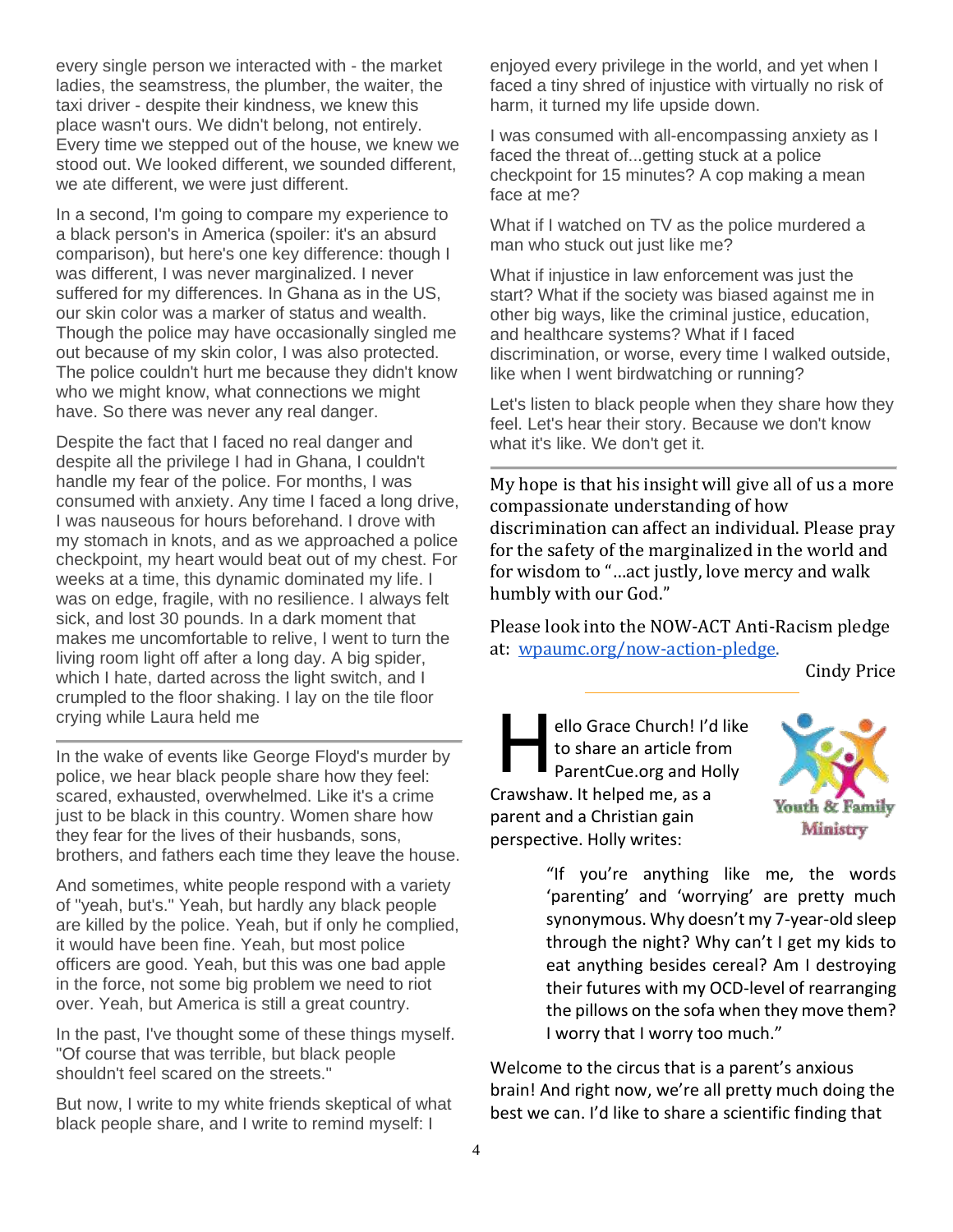every single person we interacted with - the market ladies, the seamstress, the plumber, the waiter, the taxi driver - despite their kindness, we knew this place wasn't ours. We didn't belong, not entirely. Every time we stepped out of the house, we knew we stood out. We looked different, we sounded different, we ate different, we were just different.

In a second, I'm going to compare my experience to a black person's in America (spoiler: it's an absurd comparison), but here's one key difference: though I was different, I was never marginalized. I never suffered for my differences. In Ghana as in the US, our skin color was a marker of status and wealth. Though the police may have occasionally singled me out because of my skin color, I was also protected. The police couldn't hurt me because they didn't know who we might know, what connections we might have. So there was never any real danger.

Despite the fact that I faced no real danger and despite all the privilege I had in Ghana, I couldn't handle my fear of the police. For months, I was consumed with anxiety. Any time I faced a long drive, I was nauseous for hours beforehand. I drove with my stomach in knots, and as we approached a police checkpoint, my heart would beat out of my chest. For weeks at a time, this dynamic dominated my life. I was on edge, fragile, with no resilience. I always felt sick, and lost 30 pounds. In a dark moment that makes me uncomfortable to relive, I went to turn the living room light off after a long day. A big spider, which I hate, darted across the light switch, and I crumpled to the floor shaking. I lay on the tile floor crying while Laura held me

---

In the wake of events like George Floyd's murder by police, we hear black people share how they feel: scared, exhausted, overwhelmed. Like it's a crime just to be black in this country. Women share how they fear for the lives of their husbands, sons, brothers, and fathers each time they leave the house.

And sometimes, white people respond with a variety of "yeah, but's." Yeah, but hardly any black people are killed by the police. Yeah, but if only he complied, it would have been fine. Yeah, but most police officers are good. Yeah, but this was one bad apple in the force, not some big problem we need to riot over. Yeah, but America is still a great country.

In the past, I've thought some of these things myself. "Of course that was terrible, but black people shouldn't feel scared on the streets."

But now, I write to my white friends skeptical of what black people share, and I write to remind myself: I enjoyed every privilege in the world, and yet when I faced a tiny shred of injustice with virtually no risk of harm, it turned my life upside down.

I was consumed with all-encompassing anxiety as I faced the threat of...getting stuck at a police checkpoint for 15 minutes? A cop making a mean face at me?

What if I watched on TV as the police murdered a man who stuck out just like me?

What if injustice in law enforcement was just the start? What if the society was biased against me in other big ways, like the criminal justice, education, and healthcare systems? What if I faced discrimination, or worse, every time I walked outside, like when I went birdwatching or running?

Let's listen to black people when they share how they feel. Let's hear their story. Because we don't know what it's like. We don't get it.

---

My hope is that his insight will give all of us a more compassionate understanding of how discrimination can affect an individual. Please pray for the safety of the marginalized in the world and for wisdom to "...act justly, love mercy and walk humbly with our God."

Please look into the NOW-ACT Anti-Racism pledge at: [wpaumc.org/now-action-pledge](wpaumc.org/now-action-pledge).

Cindy Price

---

Youth & Family Ministry

Hello Grace Church! I'd like to share an article from ParentCue.org and Holly Crawshaw. It helped me, as a parent and a Christian gain perspective. Holly writes:

> "If you're anything like me, the words 'parenting' and 'worrying' are pretty much synonymous. Why doesn't my 7-year-old sleep through the night? Why can't I get my kids to eat anything besides cereal? Am I destroying their futures with my OCD-level of rearranging the pillows on the sofa when they move them? I worry that I worry too much."

Welcome to the circus that is a parent's anxious brain! And right now, we're all pretty much doing the best we can. I'd like to share a scientific finding that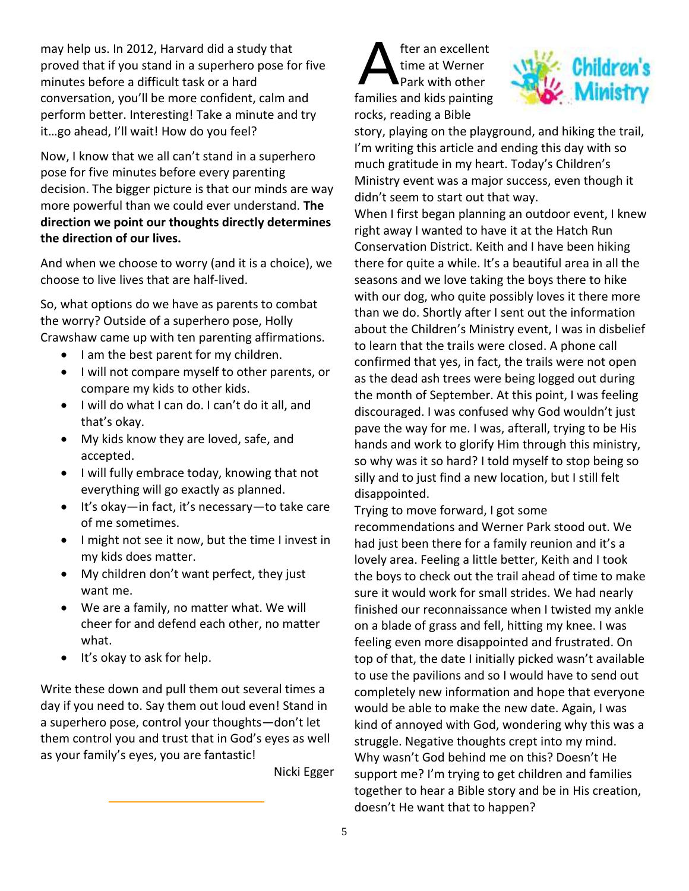may help us. In 2012, Harvard did a study that proved that if you stand in a superhero pose for five minutes before a difficult task or a hard conversation, you'll be more confident, calm and perform better. Interesting! Take a minute and try it…go ahead, I'll wait! How do you feel?

Now, I know that we all can't stand in a superhero pose for five minutes before every parenting decision. The bigger picture is that our minds are way more powerful than we could ever understand. **The direction we point our thoughts directly determines the direction of our lives.**

And when we choose to worry (and it is a choice), we choose to live lives that are half-lived.

So, what options do we have as parents to combat the worry? Outside of a superhero pose, Holly Crawshaw came up with ten parenting affirmations.

- I am the best parent for my children.
- I will not compare myself to other parents, or compare my kids to other kids.
- I will do what I can do. I can't do it all, and that's okay.
- My kids know they are loved, safe, and accepted.
- I will fully embrace today, knowing that not everything will go exactly as planned.
- It's okay—in fact, it's necessary—to take care of me sometimes.
- I might not see it now, but the time I invest in my kids does matter.
- My children don't want perfect, they just want me.
- We are a family, no matter what. We will cheer for and defend each other, no matter what.
- It's okay to ask for help.

Write these down and pull them out several times a day if you need to. Say them out loud even! Stand in a superhero pose, control your thoughts—don't let them control you and trust that in God's eyes as well as your family's eyes, you are fantastic!

Nicki Egger

---

## Children's Ministry

After an excellent time at Werner Park with other families and kids painting rocks, reading a Bible story, playing on the playground, and hiking the trail, I'm writing this article and ending this day with so much gratitude in my heart. Today's Children's Ministry event was a major success, even though it didn't seem to start out that way.

When I first began planning an outdoor event, I knew right away I wanted to have it at the Hatch Run Conservation District. Keith and I have been hiking there for quite a while. It's a beautiful area in all the seasons and we love taking the boys there to hike with our dog, who quite possibly loves it there more than we do. Shortly after I sent out the information about the Children's Ministry event, I was in disbelief to learn that the trails were closed. A phone call confirmed that yes, in fact, the trails were not open as the dead ash trees were being logged out during the month of September. At this point, I was feeling discouraged. I was confused why God wouldn't just pave the way for me. I was, afterall, trying to be His hands and work to glorify Him through this ministry, so why was it so hard? I told myself to stop being so silly and to just find a new location, but I still felt disappointed.

Trying to move forward, I got some recommendations and Werner Park stood out. We had just been there for a family reunion and it's a lovely area. Feeling a little better, Keith and I took the boys to check out the trail ahead of time to make sure it would work for small strides. We had nearly finished our reconnaissance when I twisted my ankle on a blade of grass and fell, hitting my knee. I was feeling even more disappointed and frustrated. On top of that, the date I initially picked wasn't available to use the pavilions and so I would have to send out completely new information and hope that everyone would be able to make the new date. Again, I was kind of annoyed with God, wondering why this was a struggle. Negative thoughts crept into my mind. Why wasn't God behind me on this? Doesn't He support me? I'm trying to get children and families together to hear a Bible story and be in His creation, doesn't He want that to happen?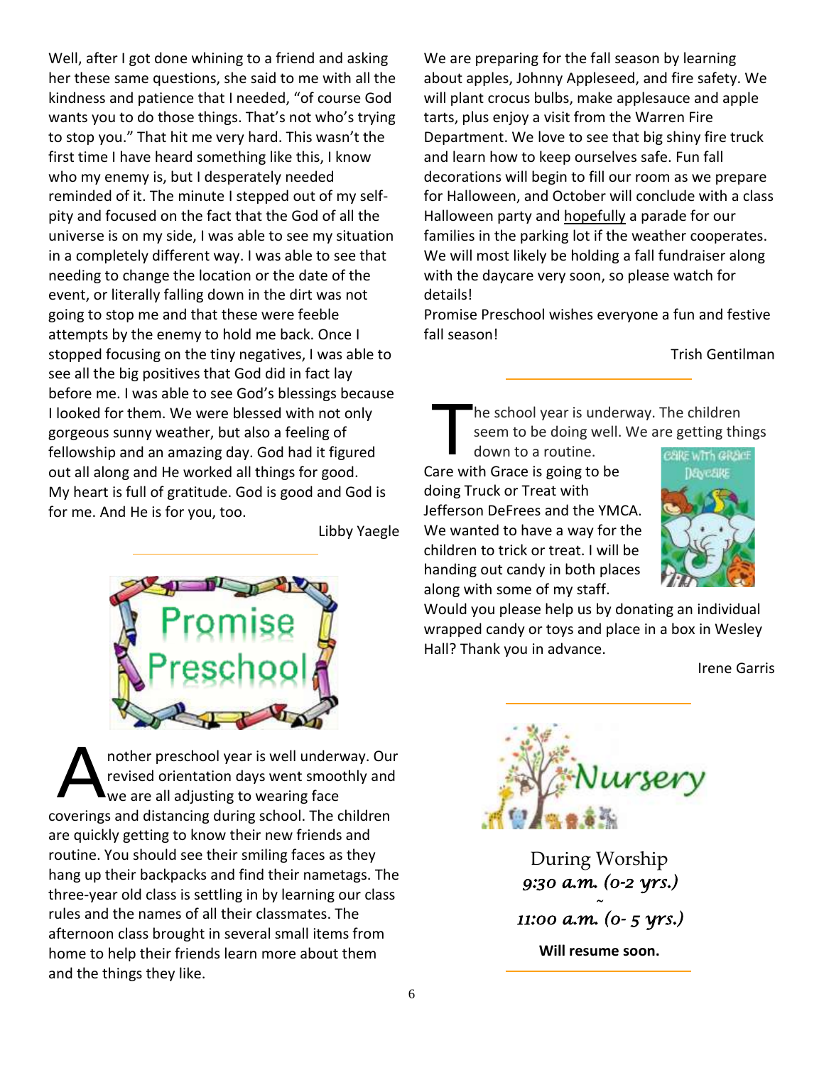Well, after I got done whining to a friend and asking her these same questions, she said to me with all the kindness and patience that I needed, "of course God wants you to do those things. That's not who's trying to stop you." That hit me very hard. This wasn't the first time I have heard something like this, I know who my enemy is, but I desperately needed reminded of it. The minute I stepped out of my self-pity and focused on the fact that the God of all the universe is on my side, I was able to see my situation in a completely different way. I was able to see that needing to change the location or the date of the event, or literally falling down in the dirt was not going to stop me and that these were feeble attempts by the enemy to hold me back. Once I stopped focusing on the tiny negatives, I was able to see all the big positives that God did in fact lay before me. I was able to see God's blessings because I looked for them. We were blessed with not only gorgeous sunny weather, but also a feeling of fellowship and an amazing day. God had it figured out all along and He worked all things for good. My heart is full of gratitude. God is good and God is for me. And He is for you, too.

Libby Yaegle

---

## Promise Preschool

Another preschool year is well underway. Our revised orientation days went smoothly and we are all adjusting to wearing face coverings and distancing during school. The children are quickly getting to know their new friends and routine. You should see their smiling faces as they hang up their backpacks and find their nametags. The three-year old class is settling in by learning our class rules and the names of all their classmates. The afternoon class brought in several small items from home to help their friends learn more about them and the things they like.

We are preparing for the fall season by learning about apples, Johnny Appleseed, and fire safety. We will plant crocus bulbs, make applesauce and apple tarts, plus enjoy a visit from the Warren Fire Department. We love to see that big shiny fire truck and learn how to keep ourselves safe. Fun fall decorations will begin to fill our room as we prepare for Halloween, and October will conclude with a class Halloween party and hopefully a parade for our families in the parking lot if the weather cooperates. We will most likely be holding a fall fundraiser along with the daycare very soon, so please watch for details!

Promise Preschool wishes everyone a fun and festive fall season!

Trish Gentilman

---

## Care with Grace Daycare

The school year is underway. The children seem to be doing well. We are getting things down to a routine.

Care with Grace is going to be doing Truck or Treat with Jefferson DeFrees and the YMCA. We wanted to have a way for the children to trick or treat. I will be handing out candy in both places along with some of my staff.

Would you please help us by donating an individual wrapped candy or toys and place in a box in Wesley Hall? Thank you in advance.

Irene Garris

---

## Nursery

During Worship

*9:30 a.m. (0-2 yrs.)*

~

*11:00 a.m. (0- 5 yrs.)*

**Will resume soon.**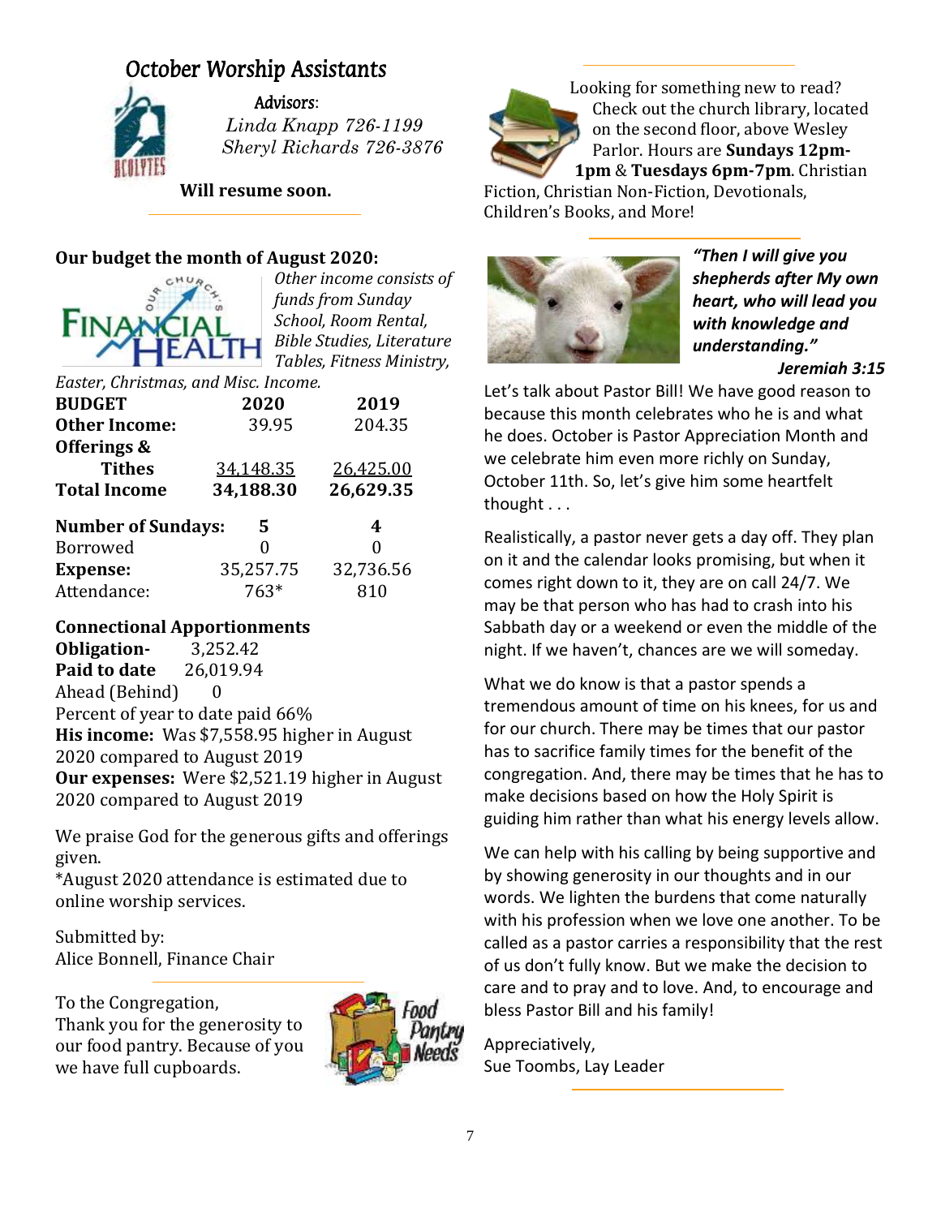## October Worship Assistants

*Advisors*:
*Linda Knapp 726-1199*
*Sheryl Richards 726-3876*

**Will resume soon.**

---

### Our budget the month of August 2020:

*Other income consists of funds from Sunday School, Room Rental, Bible Studies, Literature Tables, Fitness Ministry, Easter, Christmas, and Misc. Income.*

| BUDGET | 2020 | 2019 |
|---|---|---|
| **Other Income:** | 39.95 | 204.35 |
| **Offerings & Tithes** | 34,148.35 | 26,425.00 |
| **Total Income** | **34,188.30** | **26,629.35** |
| **Number of Sundays:** | **5** | **4** |
| Borrowed | 0 | 0 |
| **Expense:** | 35,257.75 | 32,736.56 |
| Attendance: | 763* | 810 |

**Connectional Apportionments**
**Obligation-** 3,252.42
**Paid to date** 26,019.94
Ahead (Behind) 0
Percent of year to date paid 66%
**His income:** Was $7,558.95 higher in August 2020 compared to August 2019
**Our expenses:** Were $2,521.19 higher in August 2020 compared to August 2019

We praise God for the generous gifts and offerings given.
*August 2020 attendance is estimated due to online worship services.

Submitted by:
Alice Bonnell, Finance Chair

---

To the Congregation,
Thank you for the generosity to our food pantry. Because of you we have full cupboards.

---

Looking for something new to read? Check out the church library, located on the second floor, above Wesley Parlor. Hours are **Sundays 12pm-1pm** & **Tuesdays 6pm-7pm**. Christian Fiction, Christian Non-Fiction, Devotionals, Children's Books, and More!

---

***"Then I will give you shepherds after My own heart, who will lead you with knowledge and understanding."***
***Jeremiah 3:15***

Let's talk about Pastor Bill! We have good reason to because this month celebrates who he is and what he does. October is Pastor Appreciation Month and we celebrate him even more richly on Sunday, October 11th. So, let's give him some heartfelt thought . . .

Realistically, a pastor never gets a day off. They plan on it and the calendar looks promising, but when it comes right down to it, they are on call 24/7. We may be that person who has had to crash into his Sabbath day or a weekend or even the middle of the night. If we haven't, chances are we will someday.

What we do know is that a pastor spends a tremendous amount of time on his knees, for us and for our church. There may be times that our pastor has to sacrifice family times for the benefit of the congregation. And, there may be times that he has to make decisions based on how the Holy Spirit is guiding him rather than what his energy levels allow.

We can help with his calling by being supportive and by showing generosity in our thoughts and in our words. We lighten the burdens that come naturally with his profession when we love one another. To be called as a pastor carries a responsibility that the rest of us don't fully know. But we make the decision to care and to pray and to love. And, to encourage and bless Pastor Bill and his family!

Appreciatively,
Sue Toombs, Lay Leader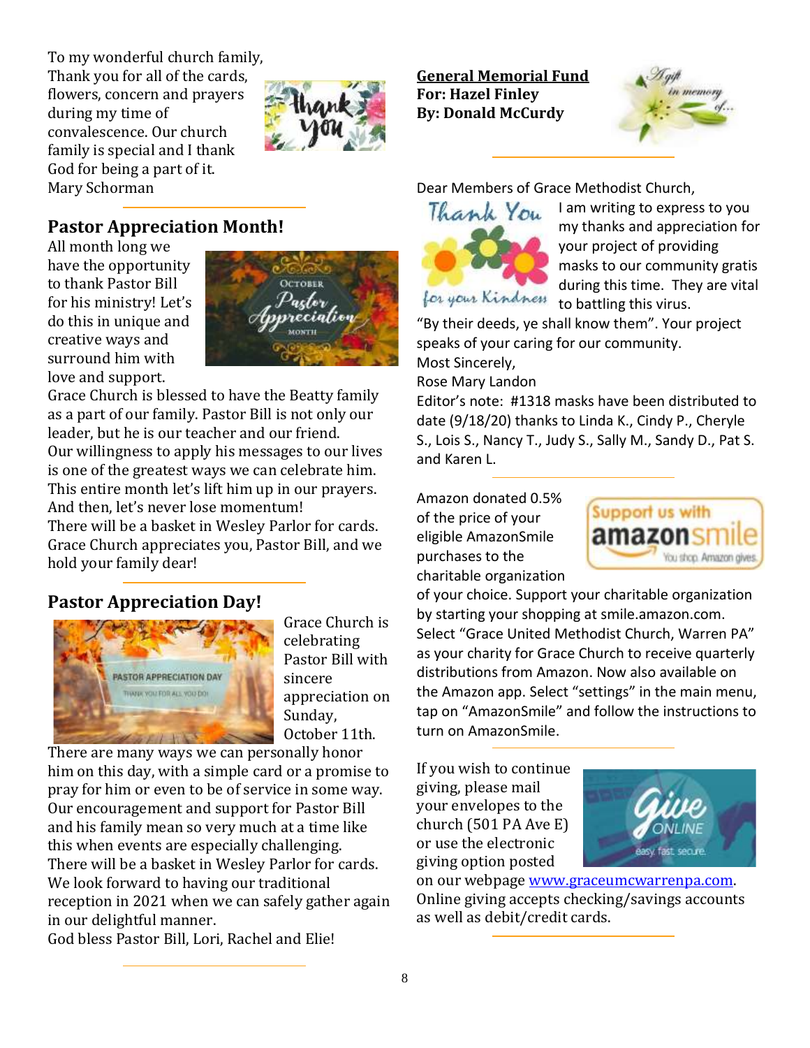To my wonderful church family,
Thank you for all of the cards, flowers, concern and prayers during my time of convalescence. Our church family is special and I thank God for being a part of it.
Mary Schorman

## Pastor Appreciation Month!

All month long we have the opportunity to thank Pastor Bill for his ministry! Let's do this in unique and creative ways and surround him with love and support.
Grace Church is blessed to have the Beatty family as a part of our family. Pastor Bill is not only our leader, but he is our teacher and our friend.
Our willingness to apply his messages to our lives is one of the greatest ways we can celebrate him.
This entire month let's lift him up in our prayers.
And then, let's never lose momentum!
There will be a basket in Wesley Parlor for cards.
Grace Church appreciates you, Pastor Bill, and we hold your family dear!

## Pastor Appreciation Day!

Grace Church is celebrating Pastor Bill with sincere appreciation on Sunday, October 11th.
There are many ways we can personally honor him on this day, with a simple card or a promise to pray for him or even to be of service in some way.
Our encouragement and support for Pastor Bill and his family mean so very much at a time like this when events are especially challenging.
There will be a basket in Wesley Parlor for cards.
We look forward to having our traditional reception in 2021 when we can safely gather again in our delightful manner.
God bless Pastor Bill, Lori, Rachel and Elie!

**General Memorial Fund**
**For: Hazel Finley**
**By: Donald McCurdy**

Dear Members of Grace Methodist Church,
I am writing to express to you my thanks and appreciation for your project of providing masks to our community gratis during this time. They are vital to battling this virus.
"By their deeds, ye shall know them". Your project speaks of your caring for our community.
Most Sincerely,
Rose Mary Landon
Editor's note: #1318 masks have been distributed to date (9/18/20) thanks to Linda K., Cindy P., Cheryle S., Lois S., Nancy T., Judy S., Sally M., Sandy D., Pat S. and Karen L.

Amazon donated 0.5% of the price of your eligible AmazonSmile purchases to the charitable organization of your choice. Support your charitable organization by starting your shopping at smile.amazon.com. Select "Grace United Methodist Church, Warren PA" as your charity for Grace Church to receive quarterly distributions from Amazon. Now also available on the Amazon app. Select "settings" in the main menu, tap on "AmazonSmile" and follow the instructions to turn on AmazonSmile.

If you wish to continue giving, please mail your envelopes to the church (501 PA Ave E) or use the electronic giving option posted on our webpage www.graceumcwarrenpa.com. Online giving accepts checking/savings accounts as well as debit/credit cards.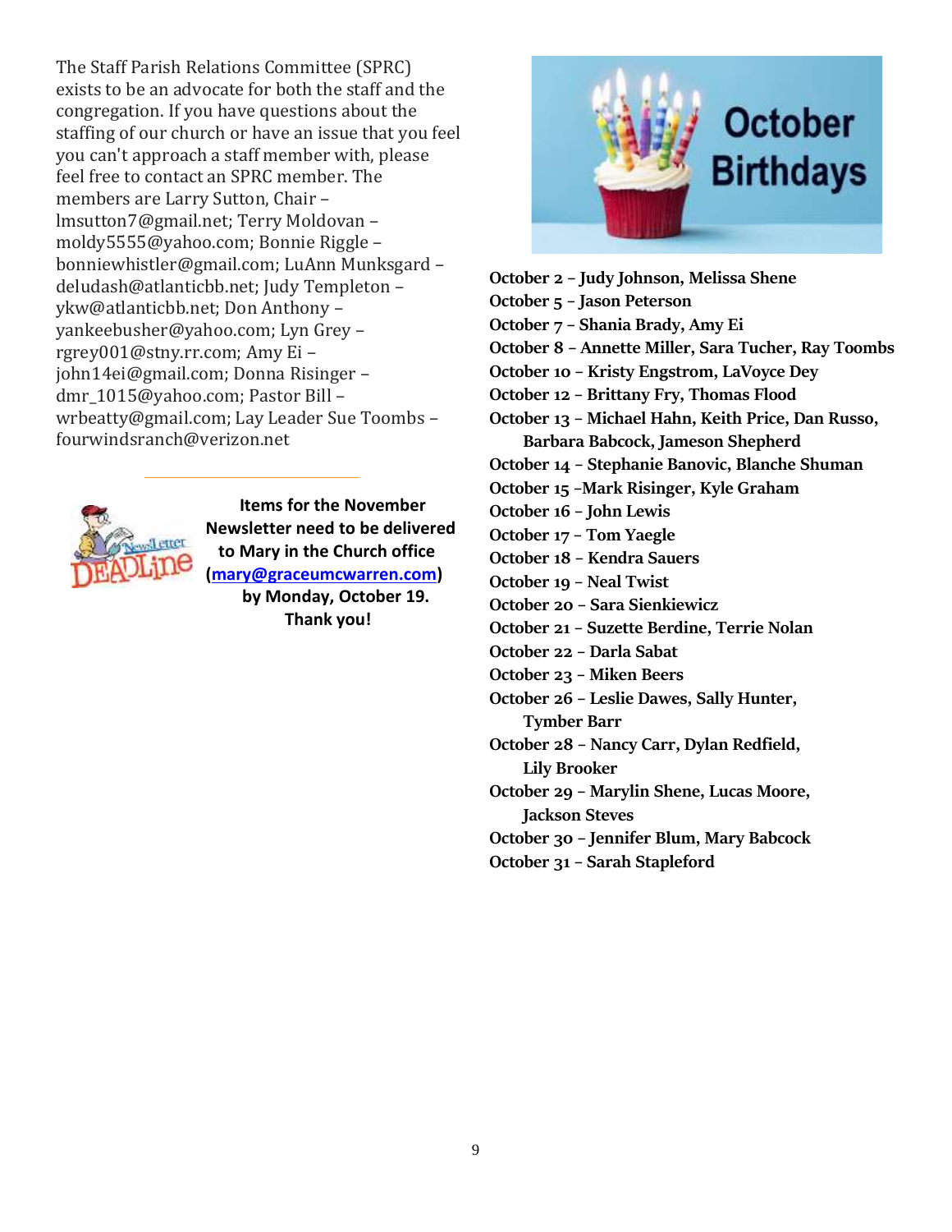The Staff Parish Relations Committee (SPRC) exists to be an advocate for both the staff and the congregation. If you have questions about the staffing of our church or have an issue that you feel you can't approach a staff member with, please feel free to contact an SPRC member. The members are Larry Sutton, Chair – lmsutton7@gmail.net; Terry Moldovan – moldy5555@yahoo.com; Bonnie Riggle – bonniewhistler@gmail.com; LuAnn Munksgard – deludash@atlanticbb.net; Judy Templeton – ykw@atlanticbb.net; Don Anthony – yankeebusher@yahoo.com; Lyn Grey – rgrey001@stny.rr.com; Amy Ei – john14ei@gmail.com; Donna Risinger – dmr_1015@yahoo.com; Pastor Bill – wrbeatty@gmail.com; Lay Leader Sue Toombs – fourwindsranch@verizon.net

---

**Items for the November Newsletter need to be delivered to Mary in the Church office ([mary@graceumcwarren.com](mailto:mary@graceumcwarren.com)) by Monday, October 19. Thank you!**

## October Birthdays

**October 2 – Judy Johnson, Melissa Shene**
**October 5 – Jason Peterson**
**October 7 – Shania Brady, Amy Ei**
**October 8 – Annette Miller, Sara Tucher, Ray Toombs**
**October 10 – Kristy Engstrom, LaVoyce Dey**
**October 12 – Brittany Fry, Thomas Flood**
**October 13 – Michael Hahn, Keith Price, Dan Russo, Barbara Babcock, Jameson Shepherd**
**October 14 – Stephanie Banovic, Blanche Shuman**
**October 15 –Mark Risinger, Kyle Graham**
**October 16 – John Lewis**
**October 17 – Tom Yaegle**
**October 18 – Kendra Sauers**
**October 19 – Neal Twist**
**October 20 – Sara Sienkiewicz**
**October 21 – Suzette Berdine, Terrie Nolan**
**October 22 – Darla Sabat**
**October 23 – Miken Beers**
**October 26 – Leslie Dawes, Sally Hunter, Tymber Barr**
**October 28 – Nancy Carr, Dylan Redfield, Lily Brooker**
**October 29 – Marylin Shene, Lucas Moore, Jackson Steves**
**October 30 – Jennifer Blum, Mary Babcock**
**October 31 – Sarah Stapleford**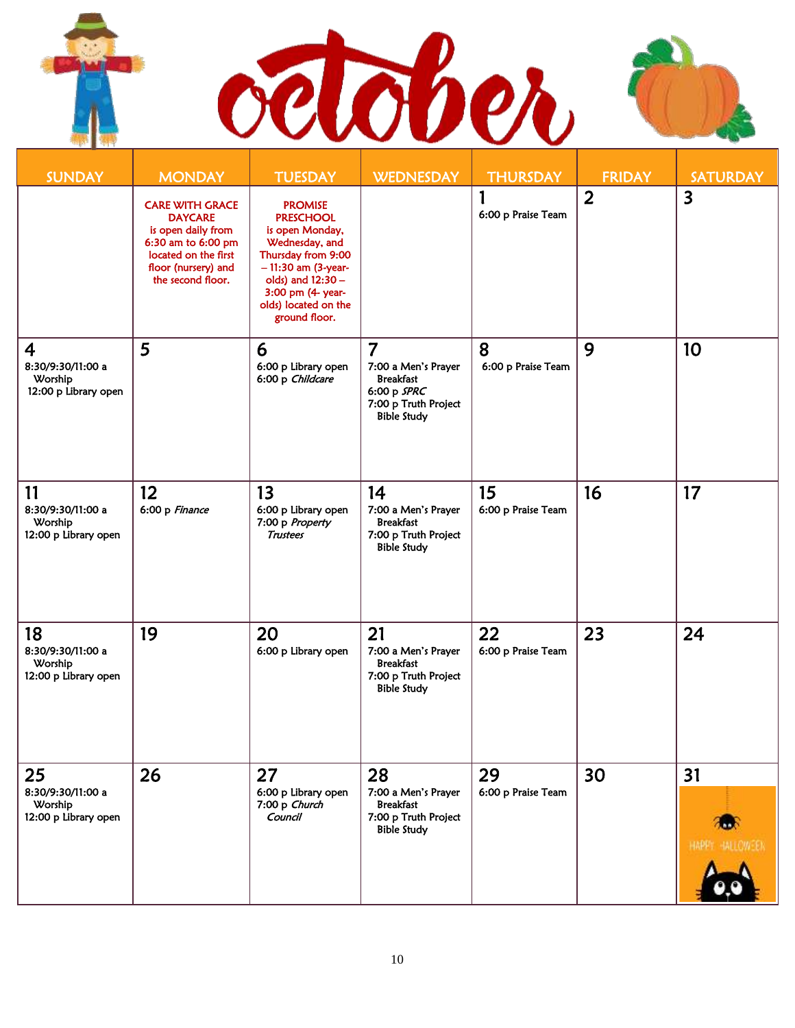# October

| SUNDAY | MONDAY | TUESDAY | WEDNESDAY | THURSDAY | FRIDAY | SATURDAY |
|---|---|---|---|---|---|---|
| | CARE WITH GRACE DAYCARE is open daily from 6:30 am to 6:00 pm located on the first floor (nursery) and the second floor. | PROMISE PRESCHOOL is open Monday, Wednesday, and Thursday from 9:00 – 11:30 am (3-year-olds) and 12:30 – 3:00 pm (4- year-olds) located on the ground floor. | | **1** 6:00 p Praise Team | **2** | **3** |
| **4** 8:30/9:30/11:00 a Worship 12:00 p Library open | **5** | **6** 6:00 p Library open 6:00 p *Childcare* | **7** 7:00 a Men's Prayer Breakfast 6:00 p *SPRC* 7:00 p Truth Project Bible Study | **8** 6:00 p Praise Team | **9** | **10** |
| **11** 8:30/9:30/11:00 a Worship 12:00 p Library open | **12** 6:00 p *Finance* | **13** 6:00 p Library open 7:00 p *Property Trustees* | **14** 7:00 a Men's Prayer Breakfast 7:00 p Truth Project Bible Study | **15** 6:00 p Praise Team | **16** | **17** |
| **18** 8:30/9:30/11:00 a Worship 12:00 p Library open | **19** | **20** 6:00 p Library open | **21** 7:00 a Men's Prayer Breakfast 7:00 p Truth Project Bible Study | **22** 6:00 p Praise Team | **23** | **24** |
| **25** 8:30/9:30/11:00 a Worship 12:00 p Library open | **26** | **27** 6:00 p Library open 7:00 p *Church Council* | **28** 7:00 a Men's Prayer Breakfast 7:00 p Truth Project Bible Study | **29** 6:00 p Praise Team | **30** | **31** HAPPY HALLOWEEN |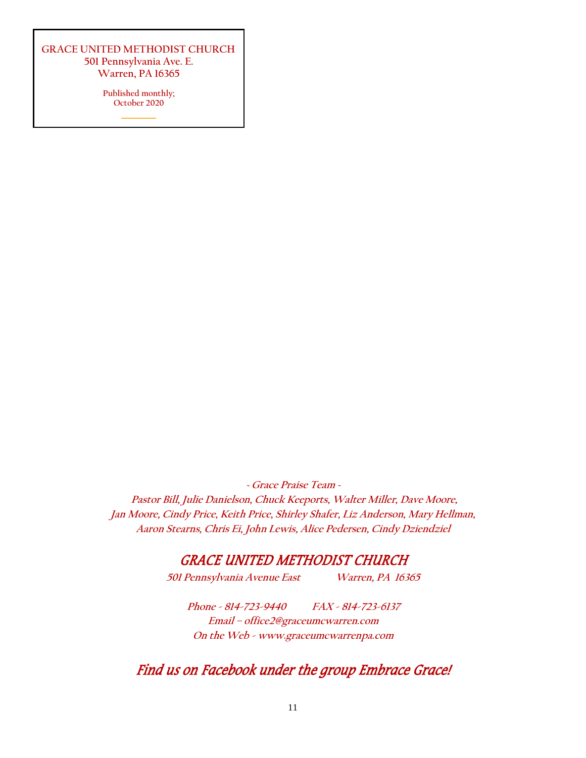GRACE UNITED METHODIST CHURCH
501 Pennsylvania Ave. E.
Warren, PA 16365

Published monthly;
October 2020

*~ Grace Praise Team ~*

***Pastor Bill, Julie Danielson, Chuck Keeports, Walter Miller, Dave Moore, Jan Moore, Cindy Price, Keith Price, Shirley Shafer, Liz Anderson, Mary Hellman, Aaron Stearns, Chris Ei, John Lewis, Alice Pedersen, Cindy Dziendziel***

## *GRACE UNITED METHODIST CHURCH*

*501 Pennsylvania Avenue East Warren, PA 16365*

*Phone - 814-723-9440 FAX - 814-723-6137*
*Email – office2@graceumcwarren.com*
*On the Web - www.graceumcwarrenpa.com*

## *Find us on Facebook under the group Embrace Grace!*